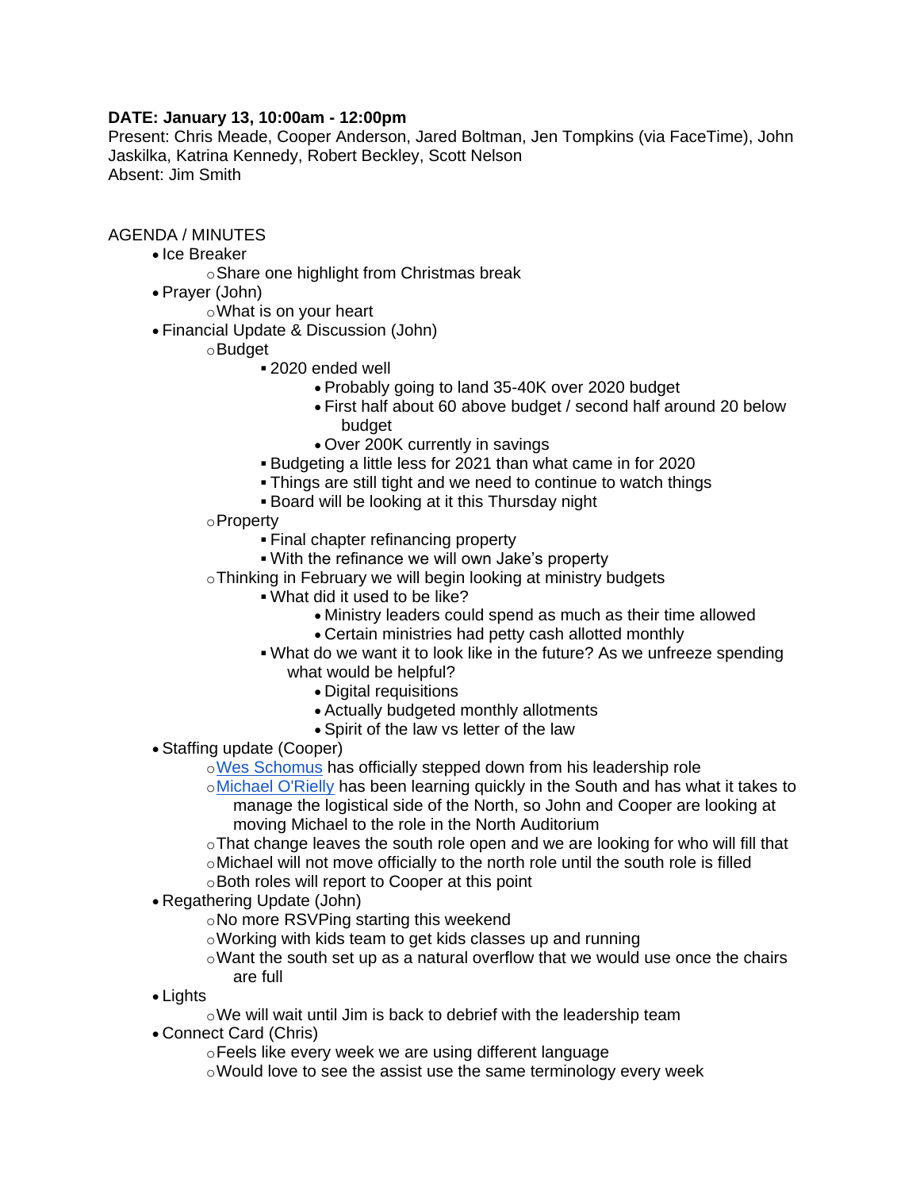**DATE: January 13, 10:00am - 12:00pm**

Present: Chris Meade, Cooper Anderson, Jared Boltman, Jen Tompkins (via FaceTime), John Jaskilka, Katrina Kennedy, Robert Beckley, Scott Nelson

Absent: Jim Smith

AGENDA / MINUTES

- Ice Breaker
  - Share one highlight from Christmas break
- Prayer (John)
  - What is on your heart
- Financial Update & Discussion (John)
  - Budget
    - 2020 ended well
      - Probably going to land 35-40K over 2020 budget
      - First half about 60 above budget / second half around 20 below budget
      - Over 200K currently in savings
    - Budgeting a little less for 2021 than what came in for 2020
    - Things are still tight and we need to continue to watch things
    - Board will be looking at it this Thursday night
  - Property
    - Final chapter refinancing property
    - With the refinance we will own Jake's property
  - Thinking in February we will begin looking at ministry budgets
    - What did it used to be like?
      - Ministry leaders could spend as much as their time allowed
      - Certain ministries had petty cash allotted monthly
    - What do we want it to look like in the future? As we unfreeze spending what would be helpful?
      - Digital requisitions
      - Actually budgeted monthly allotments
      - Spirit of the law vs letter of the law
- Staffing update (Cooper)
  - Wes Schomus has officially stepped down from his leadership role
  - Michael O'Rielly has been learning quickly in the South and has what it takes to manage the logistical side of the North, so John and Cooper are looking at moving Michael to the role in the North Auditorium
  - That change leaves the south role open and we are looking for who will fill that
  - Michael will not move officially to the north role until the south role is filled
  - Both roles will report to Cooper at this point
- Regathering Update (John)
  - No more RSVPing starting this weekend
  - Working with kids team to get kids classes up and running
  - Want the south set up as a natural overflow that we would use once the chairs are full
- Lights
  - We will wait until Jim is back to debrief with the leadership team
- Connect Card (Chris)
  - Feels like every week we are using different language
  - Would love to see the assist use the same terminology every week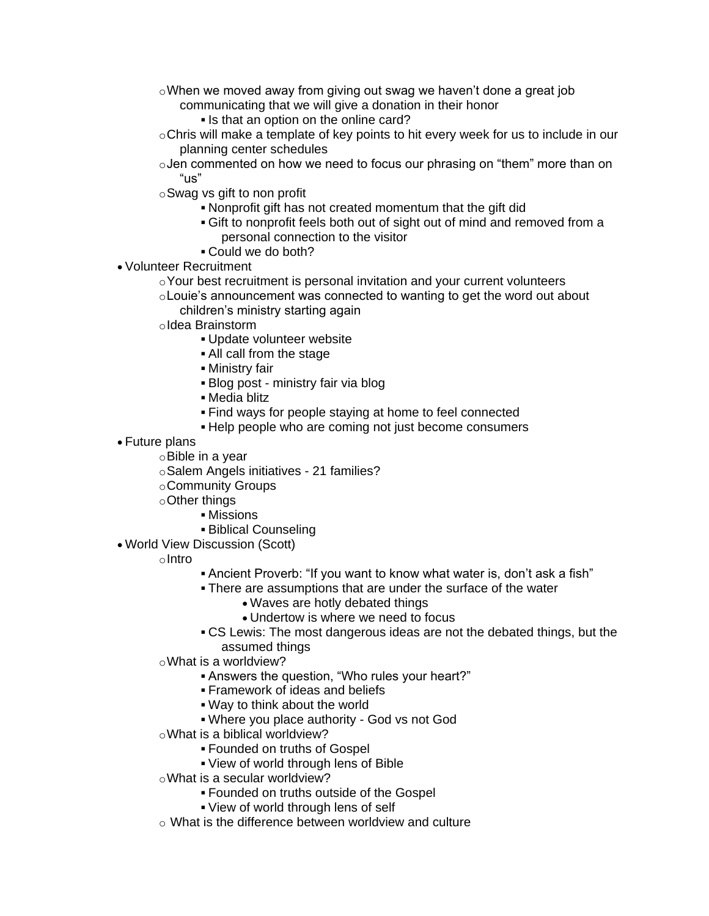- When we moved away from giving out swag we haven't done a great job communicating that we will give a donation in their honor
        - Is that an option on the online card?
    - Chris will make a template of key points to hit every week for us to include in our planning center schedules
    - Jen commented on how we need to focus our phrasing on "them" more than on "us"
    - Swag vs gift to non profit
        - Nonprofit gift has not created momentum that the gift did
        - Gift to nonprofit feels both out of sight out of mind and removed from a personal connection to the visitor
        - Could we do both?
- Volunteer Recruitment
    - Your best recruitment is personal invitation and your current volunteers
    - Louie's announcement was connected to wanting to get the word out about children's ministry starting again
    - Idea Brainstorm
        - Update volunteer website
        - All call from the stage
        - Ministry fair
        - Blog post - ministry fair via blog
        - Media blitz
        - Find ways for people staying at home to feel connected
        - Help people who are coming not just become consumers
- Future plans
    - Bible in a year
    - Salem Angels initiatives - 21 families?
    - Community Groups
    - Other things
        - Missions
        - Biblical Counseling
- World View Discussion (Scott)
    - Intro
        - Ancient Proverb: "If you want to know what water is, don't ask a fish"
        - There are assumptions that are under the surface of the water
            - Waves are hotly debated things
            - Undertow is where we need to focus
        - CS Lewis: The most dangerous ideas are not the debated things, but the assumed things
    - What is a worldview?
        - Answers the question, "Who rules your heart?"
        - Framework of ideas and beliefs
        - Way to think about the world
        - Where you place authority - God vs not God
    - What is a biblical worldview?
        - Founded on truths of Gospel
        - View of world through lens of Bible
    - What is a secular worldview?
        - Founded on truths outside of the Gospel
        - View of world through lens of self
    - What is the difference between worldview and culture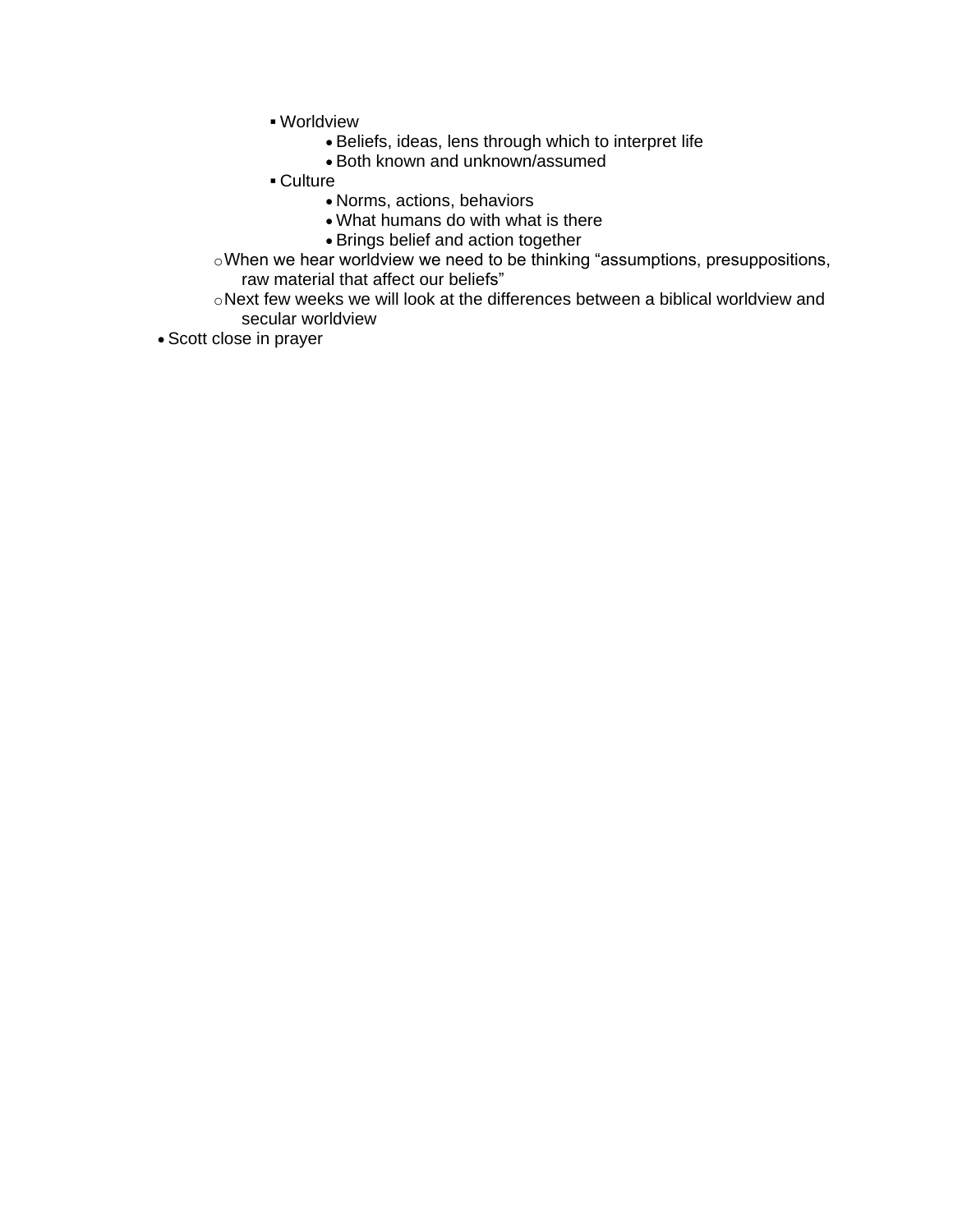- Worldview
        - Beliefs, ideas, lens through which to interpret life
        - Both known and unknown/assumed
      - Culture
        - Norms, actions, behaviors
        - What humans do with what is there
        - Brings belief and action together
    - When we hear worldview we need to be thinking "assumptions, presuppositions, raw material that affect our beliefs"
    - Next few weeks we will look at the differences between a biblical worldview and secular worldview
- Scott close in prayer